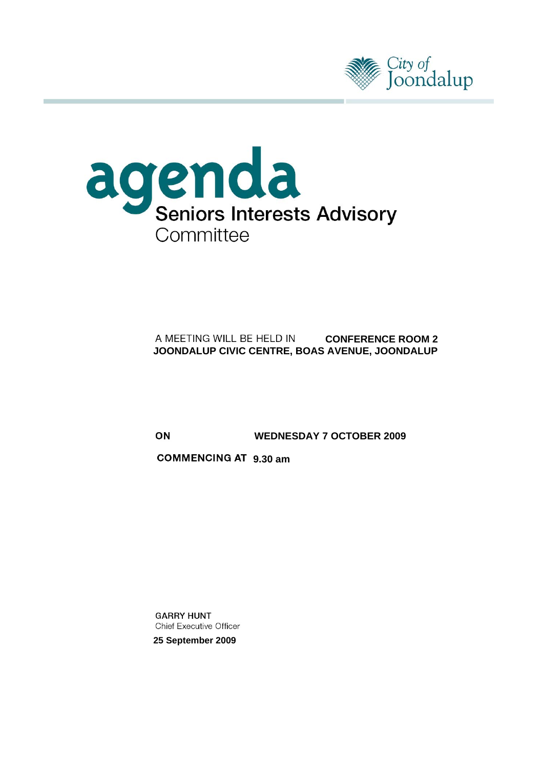City of Joondalup

# agenda

## Seniors Interests Advisory Committee

A MEETING WILL BE HELD IN **CONFERENCE ROOM 2**
**JOONDALUP CIVIC CENTRE, BOAS AVENUE, JOONDALUP**

**ON** **WEDNESDAY 7 OCTOBER 2009**

**COMMENCING AT** **9.30 am**

**GARRY HUNT**
Chief Executive Officer
**25 September 2009**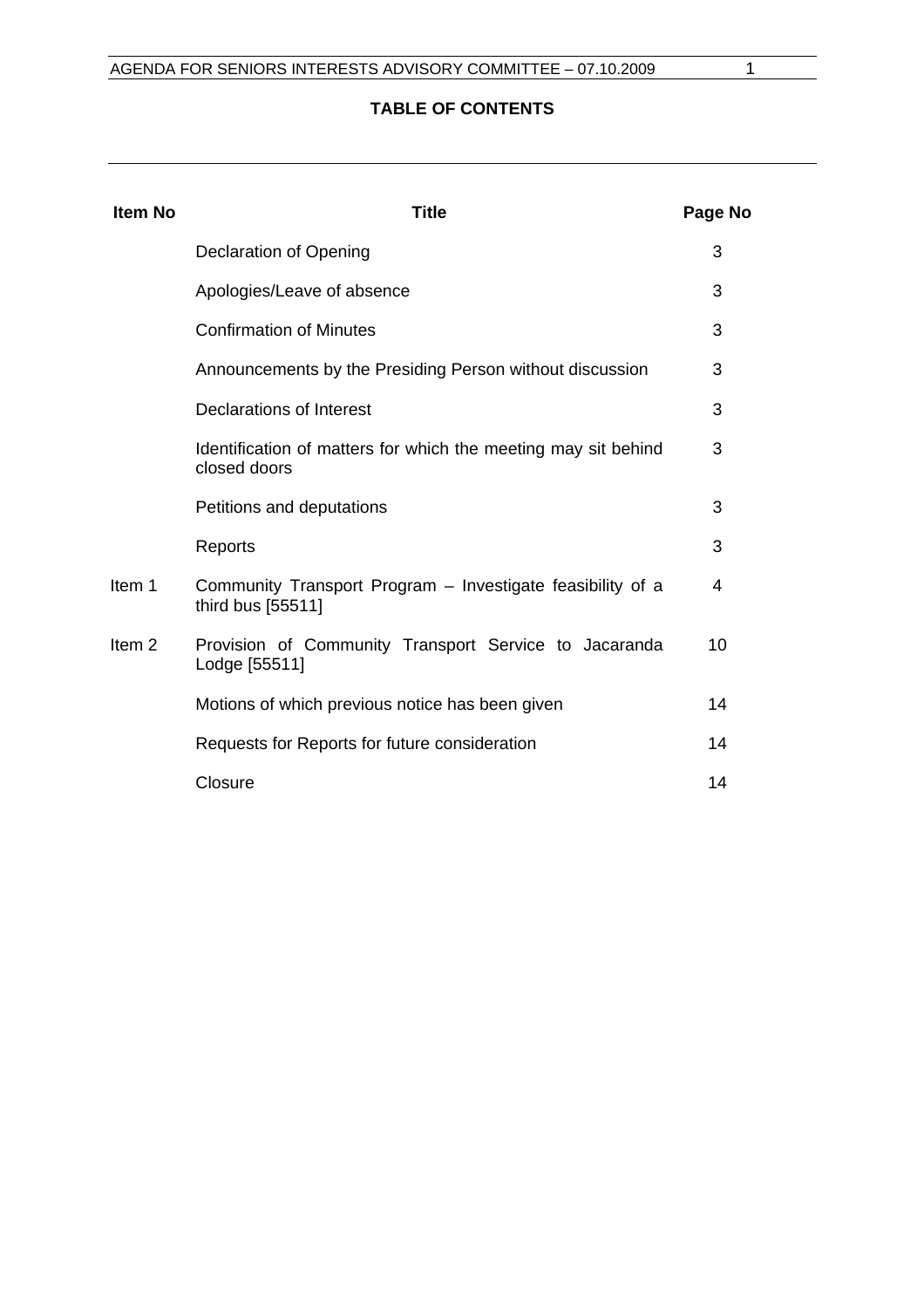## TABLE OF CONTENTS

| Item No | Title | Page No |
|---|---|---|
| | Declaration of Opening | 3 |
| | Apologies/Leave of absence | 3 |
| | Confirmation of Minutes | 3 |
| | Announcements by the Presiding Person without discussion | 3 |
| | Declarations of Interest | 3 |
| | Identification of matters for which the meeting may sit behind closed doors | 3 |
| | Petitions and deputations | 3 |
| | Reports | 3 |
| Item 1 | Community Transport Program – Investigate feasibility of a third bus [55511] | 4 |
| Item 2 | Provision of Community Transport Service to Jacaranda Lodge [55511] | 10 |
| | Motions of which previous notice has been given | 14 |
| | Requests for Reports for future consideration | 14 |
| | Closure | 14 |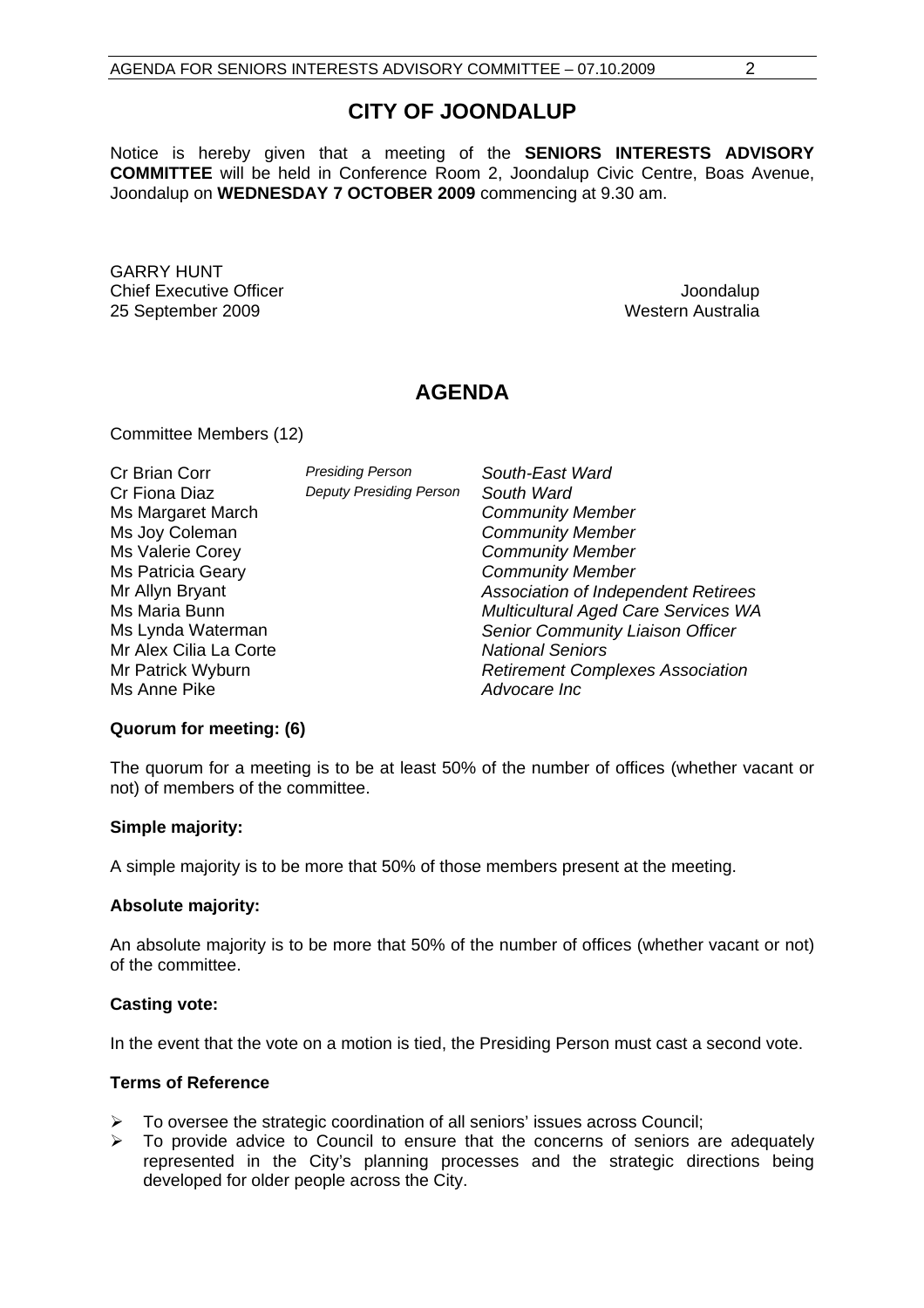# CITY OF JOONDALUP

Notice is hereby given that a meeting of the **SENIORS INTERESTS ADVISORY COMMITTEE** will be held in Conference Room 2, Joondalup Civic Centre, Boas Avenue, Joondalup on **WEDNESDAY 7 OCTOBER 2009** commencing at 9.30 am.

GARRY HUNT
Chief Executive Officer
25 September 2009

Joondalup
Western Australia

# AGENDA

Committee Members (12)

| | | |
|---|---|---|
| Cr Brian Corr | *Presiding Person* | *South-East Ward* |
| Cr Fiona Diaz | *Deputy Presiding Person* | *South Ward* |
| Ms Margaret March | | *Community Member* |
| Ms Joy Coleman | | *Community Member* |
| Ms Valerie Corey | | *Community Member* |
| Ms Patricia Geary | | *Community Member* |
| Mr Allyn Bryant | | *Association of Independent Retirees* |
| Ms Maria Bunn | | *Multicultural Aged Care Services WA* |
| Ms Lynda Waterman | | *Senior Community Liaison Officer* |
| Mr Alex Cilia La Corte | | *National Seniors* |
| Mr Patrick Wyburn | | *Retirement Complexes Association* |
| Ms Anne Pike | | *Advocare Inc* |

**Quorum for meeting: (6)**

The quorum for a meeting is to be at least 50% of the number of offices (whether vacant or not) of members of the committee.

**Simple majority:**

A simple majority is to be more that 50% of those members present at the meeting.

**Absolute majority:**

An absolute majority is to be more that 50% of the number of offices (whether vacant or not) of the committee.

**Casting vote:**

In the event that the vote on a motion is tied, the Presiding Person must cast a second vote.

**Terms of Reference**

- To oversee the strategic coordination of all seniors' issues across Council;
- To provide advice to Council to ensure that the concerns of seniors are adequately represented in the City's planning processes and the strategic directions being developed for older people across the City.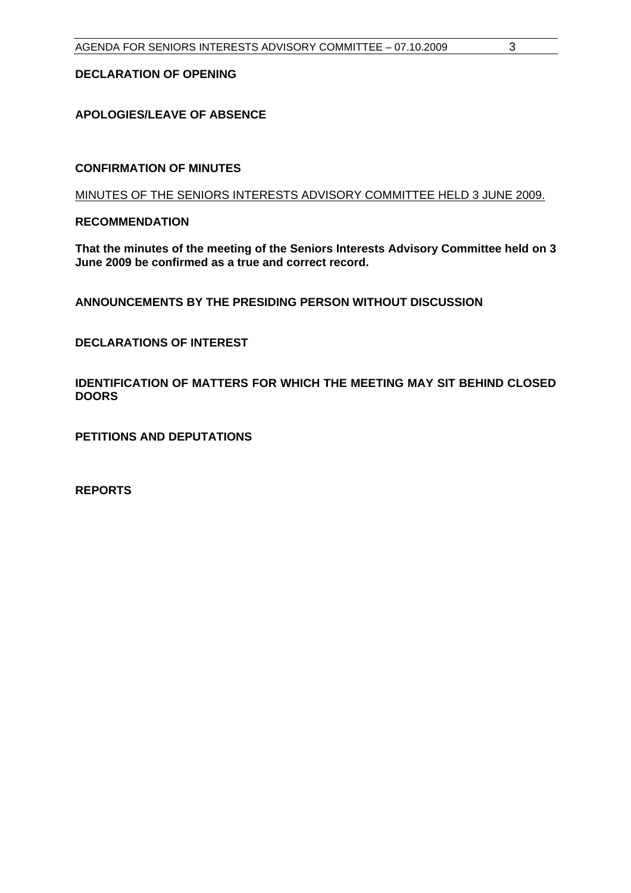**DECLARATION OF OPENING**

**APOLOGIES/LEAVE OF ABSENCE**

**CONFIRMATION OF MINUTES**

MINUTES OF THE SENIORS INTERESTS ADVISORY COMMITTEE HELD 3 JUNE 2009.

**RECOMMENDATION**

**That the minutes of the meeting of the Seniors Interests Advisory Committee held on 3 June 2009 be confirmed as a true and correct record.**

**ANNOUNCEMENTS BY THE PRESIDING PERSON WITHOUT DISCUSSION**

**DECLARATIONS OF INTEREST**

**IDENTIFICATION OF MATTERS FOR WHICH THE MEETING MAY SIT BEHIND CLOSED DOORS**

**PETITIONS AND DEPUTATIONS**

**REPORTS**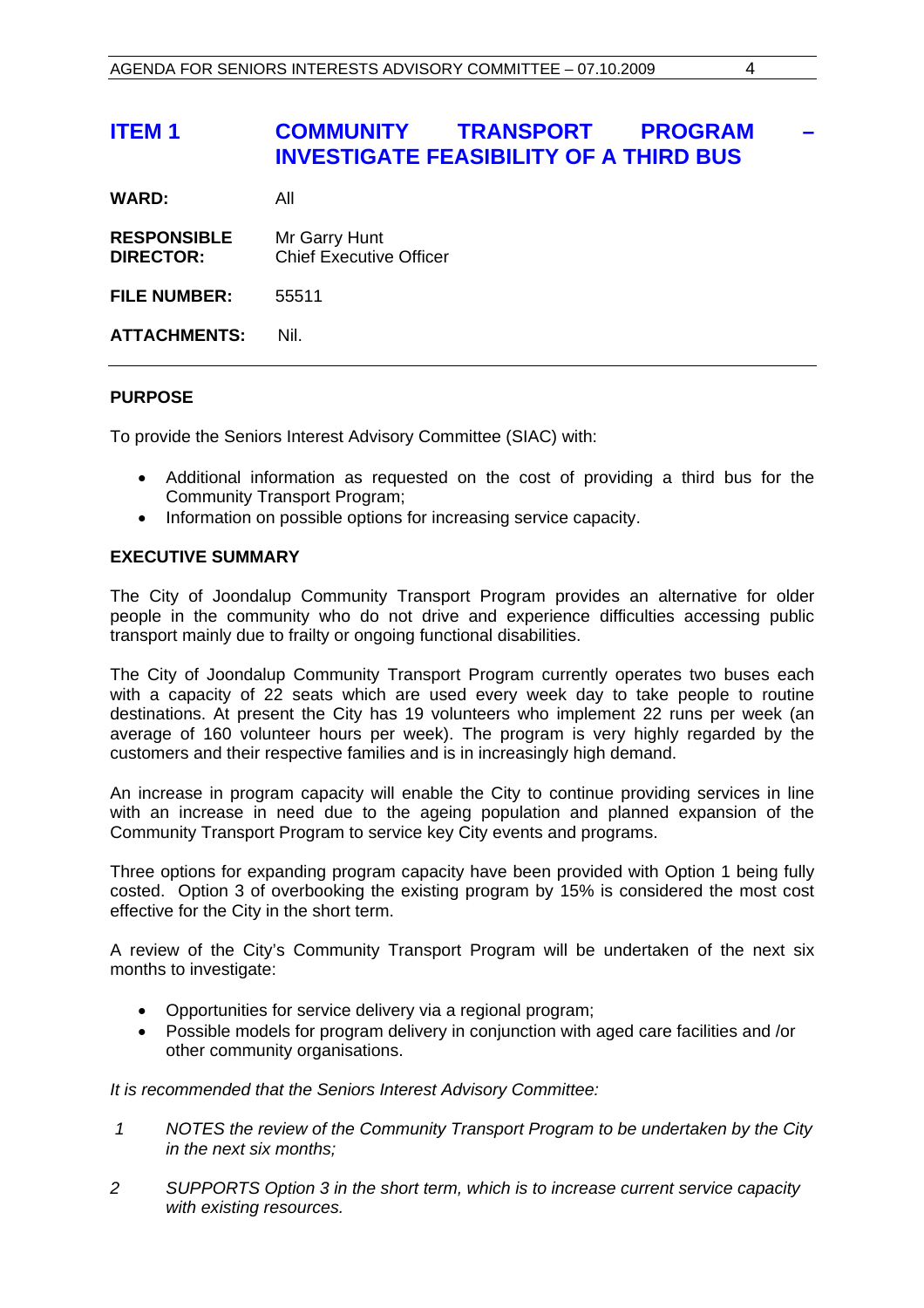# ITEM 1 COMMUNITY TRANSPORT PROGRAM – INVESTIGATE FEASIBILITY OF A THIRD BUS

**WARD:** All

**RESPONSIBLE DIRECTOR:** Mr Garry Hunt
Chief Executive Officer

**FILE NUMBER:** 55511

**ATTACHMENTS:** Nil.

---

## PURPOSE

To provide the Seniors Interest Advisory Committee (SIAC) with:

- Additional information as requested on the cost of providing a third bus for the Community Transport Program;
- Information on possible options for increasing service capacity.

## EXECUTIVE SUMMARY

The City of Joondalup Community Transport Program provides an alternative for older people in the community who do not drive and experience difficulties accessing public transport mainly due to frailty or ongoing functional disabilities.

The City of Joondalup Community Transport Program currently operates two buses each with a capacity of 22 seats which are used every week day to take people to routine destinations. At present the City has 19 volunteers who implement 22 runs per week (an average of 160 volunteer hours per week). The program is very highly regarded by the customers and their respective families and is in increasingly high demand.

An increase in program capacity will enable the City to continue providing services in line with an increase in need due to the ageing population and planned expansion of the Community Transport Program to service key City events and programs.

Three options for expanding program capacity have been provided with Option 1 being fully costed. Option 3 of overbooking the existing program by 15% is considered the most cost effective for the City in the short term.

A review of the City's Community Transport Program will be undertaken of the next six months to investigate:

- Opportunities for service delivery via a regional program;
- Possible models for program delivery in conjunction with aged care facilities and /or other community organisations.

*It is recommended that the Seniors Interest Advisory Committee:*

1. *NOTES the review of the Community Transport Program to be undertaken by the City in the next six months;*
2. *SUPPORTS Option 3 in the short term, which is to increase current service capacity with existing resources.*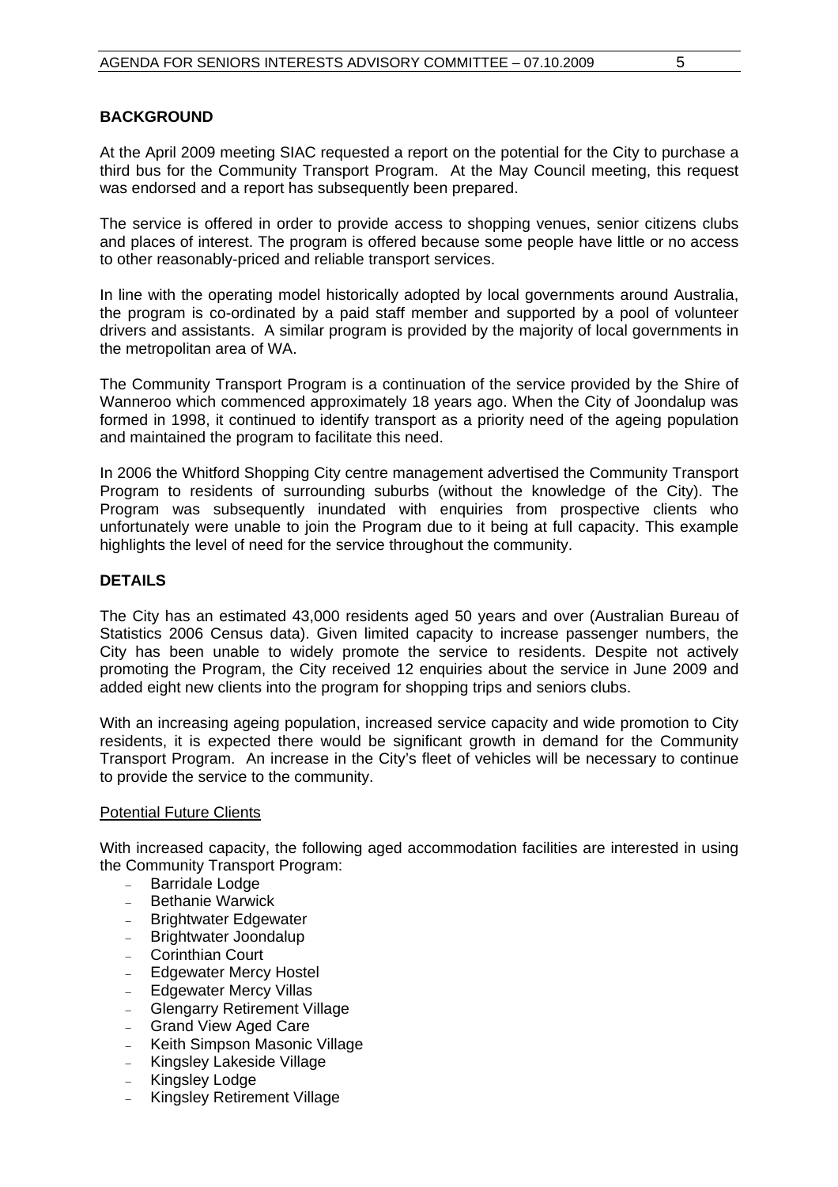## BACKGROUND

At the April 2009 meeting SIAC requested a report on the potential for the City to purchase a third bus for the Community Transport Program. At the May Council meeting, this request was endorsed and a report has subsequently been prepared.

The service is offered in order to provide access to shopping venues, senior citizens clubs and places of interest. The program is offered because some people have little or no access to other reasonably-priced and reliable transport services.

In line with the operating model historically adopted by local governments around Australia, the program is co-ordinated by a paid staff member and supported by a pool of volunteer drivers and assistants. A similar program is provided by the majority of local governments in the metropolitan area of WA.

The Community Transport Program is a continuation of the service provided by the Shire of Wanneroo which commenced approximately 18 years ago. When the City of Joondalup was formed in 1998, it continued to identify transport as a priority need of the ageing population and maintained the program to facilitate this need.

In 2006 the Whitford Shopping City centre management advertised the Community Transport Program to residents of surrounding suburbs (without the knowledge of the City). The Program was subsequently inundated with enquiries from prospective clients who unfortunately were unable to join the Program due to it being at full capacity. This example highlights the level of need for the service throughout the community.

## DETAILS

The City has an estimated 43,000 residents aged 50 years and over (Australian Bureau of Statistics 2006 Census data). Given limited capacity to increase passenger numbers, the City has been unable to widely promote the service to residents. Despite not actively promoting the Program, the City received 12 enquiries about the service in June 2009 and added eight new clients into the program for shopping trips and seniors clubs.

With an increasing ageing population, increased service capacity and wide promotion to City residents, it is expected there would be significant growth in demand for the Community Transport Program. An increase in the City's fleet of vehicles will be necessary to continue to provide the service to the community.

### Potential Future Clients

With increased capacity, the following aged accommodation facilities are interested in using the Community Transport Program:

- Barridale Lodge
- Bethanie Warwick
- Brightwater Edgewater
- Brightwater Joondalup
- Corinthian Court
- Edgewater Mercy Hostel
- Edgewater Mercy Villas
- Glengarry Retirement Village
- Grand View Aged Care
- Keith Simpson Masonic Village
- Kingsley Lakeside Village
- Kingsley Lodge
- Kingsley Retirement Village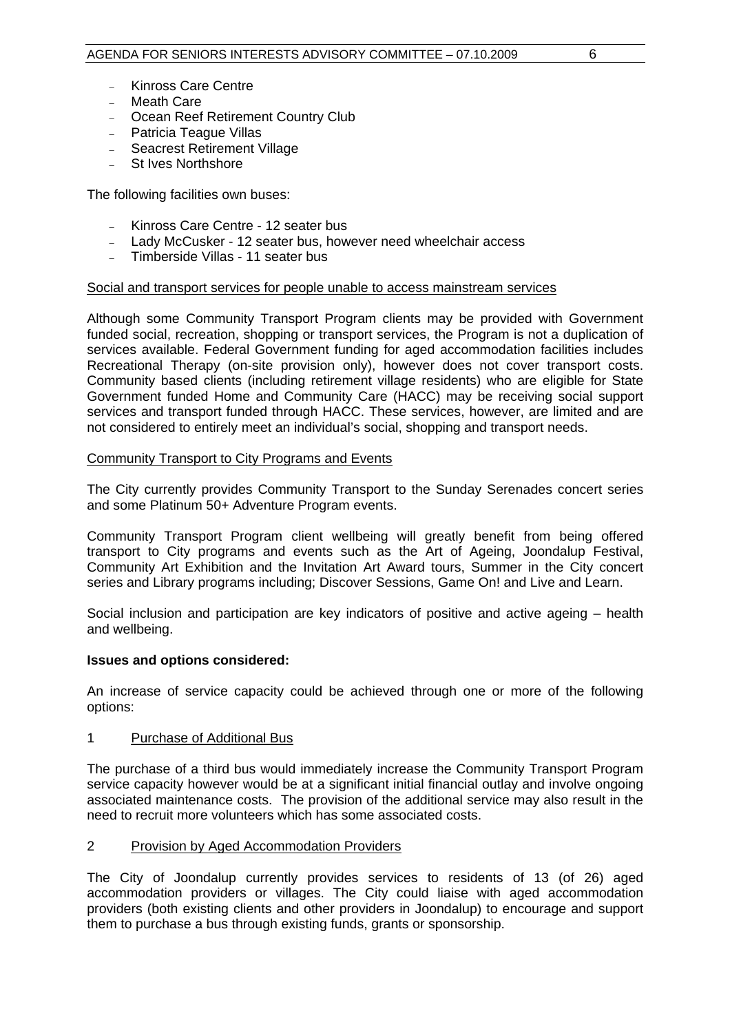- Kinross Care Centre
- Meath Care
- Ocean Reef Retirement Country Club
- Patricia Teague Villas
- Seacrest Retirement Village
- St Ives Northshore

The following facilities own buses:

- Kinross Care Centre - 12 seater bus
- Lady McCusker - 12 seater bus, however need wheelchair access
- Timberside Villas - 11 seater bus

<u>Social and transport services for people unable to access mainstream services</u>

Although some Community Transport Program clients may be provided with Government funded social, recreation, shopping or transport services, the Program is not a duplication of services available. Federal Government funding for aged accommodation facilities includes Recreational Therapy (on-site provision only), however does not cover transport costs. Community based clients (including retirement village residents) who are eligible for State Government funded Home and Community Care (HACC) may be receiving social support services and transport funded through HACC. These services, however, are limited and are not considered to entirely meet an individual's social, shopping and transport needs.

<u>Community Transport to City Programs and Events</u>

The City currently provides Community Transport to the Sunday Serenades concert series and some Platinum 50+ Adventure Program events.

Community Transport Program client wellbeing will greatly benefit from being offered transport to City programs and events such as the Art of Ageing, Joondalup Festival, Community Art Exhibition and the Invitation Art Award tours, Summer in the City concert series and Library programs including; Discover Sessions, Game On! and Live and Learn.

Social inclusion and participation are key indicators of positive and active ageing – health and wellbeing.

**Issues and options considered:**

An increase of service capacity could be achieved through one or more of the following options:

1 <u>Purchase of Additional Bus</u>

The purchase of a third bus would immediately increase the Community Transport Program service capacity however would be at a significant initial financial outlay and involve ongoing associated maintenance costs. The provision of the additional service may also result in the need to recruit more volunteers which has some associated costs.

2 <u>Provision by Aged Accommodation Providers</u>

The City of Joondalup currently provides services to residents of 13 (of 26) aged accommodation providers or villages. The City could liaise with aged accommodation providers (both existing clients and other providers in Joondalup) to encourage and support them to purchase a bus through existing funds, grants or sponsorship.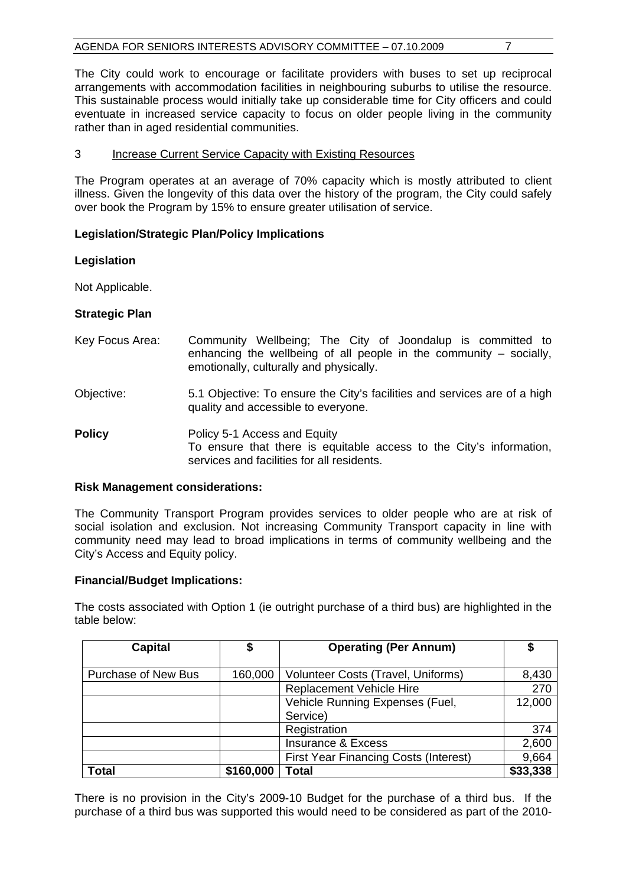The City could work to encourage or facilitate providers with buses to set up reciprocal arrangements with accommodation facilities in neighbouring suburbs to utilise the resource. This sustainable process would initially take up considerable time for City officers and could eventuate in increased service capacity to focus on older people living in the community rather than in aged residential communities.

3 Increase Current Service Capacity with Existing Resources

The Program operates at an average of 70% capacity which is mostly attributed to client illness. Given the longevity of this data over the history of the program, the City could safely over book the Program by 15% to ensure greater utilisation of service.

**Legislation/Strategic Plan/Policy Implications**

**Legislation**

Not Applicable.

**Strategic Plan**

Key Focus Area: Community Wellbeing; The City of Joondalup is committed to enhancing the wellbeing of all people in the community – socially, emotionally, culturally and physically.

Objective: 5.1 Objective: To ensure the City's facilities and services are of a high quality and accessible to everyone.

**Policy** Policy 5-1 Access and Equity
To ensure that there is equitable access to the City's information, services and facilities for all residents.

**Risk Management considerations:**

The Community Transport Program provides services to older people who are at risk of social isolation and exclusion. Not increasing Community Transport capacity in line with community need may lead to broad implications in terms of community wellbeing and the City's Access and Equity policy.

**Financial/Budget Implications:**

The costs associated with Option 1 (ie outright purchase of a third bus) are highlighted in the table below:

| Capital | $ | Operating (Per Annum) | $ |
|---|---|---|---|
| Purchase of New Bus | 160,000 | Volunteer Costs (Travel, Uniforms) | 8,430 |
| | | Replacement Vehicle Hire | 270 |
| | | Vehicle Running Expenses (Fuel, Service) | 12,000 |
| | | Registration | 374 |
| | | Insurance & Excess | 2,600 |
| | | First Year Financing Costs (Interest) | 9,664 |
| **Total** | **$160,000** | **Total** | **$33,338** |

There is no provision in the City's 2009-10 Budget for the purchase of a third bus. If the purchase of a third bus was supported this would need to be considered as part of the 2010-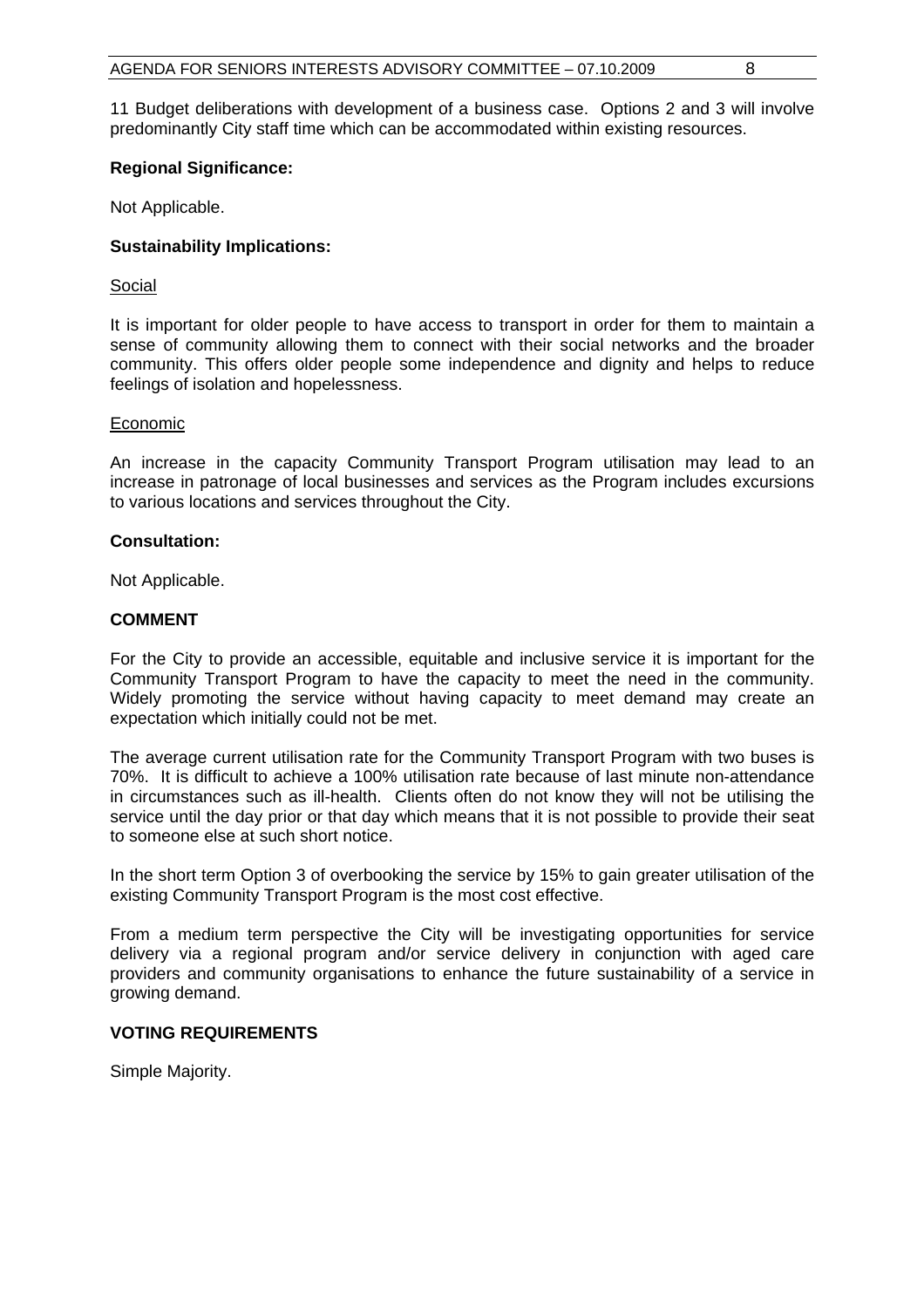11 Budget deliberations with development of a business case. Options 2 and 3 will involve predominantly City staff time which can be accommodated within existing resources.

**Regional Significance:**

Not Applicable.

**Sustainability Implications:**

Social

It is important for older people to have access to transport in order for them to maintain a sense of community allowing them to connect with their social networks and the broader community. This offers older people some independence and dignity and helps to reduce feelings of isolation and hopelessness.

Economic

An increase in the capacity Community Transport Program utilisation may lead to an increase in patronage of local businesses and services as the Program includes excursions to various locations and services throughout the City.

**Consultation:**

Not Applicable.

## COMMENT

For the City to provide an accessible, equitable and inclusive service it is important for the Community Transport Program to have the capacity to meet the need in the community. Widely promoting the service without having capacity to meet demand may create an expectation which initially could not be met.

The average current utilisation rate for the Community Transport Program with two buses is 70%. It is difficult to achieve a 100% utilisation rate because of last minute non-attendance in circumstances such as ill-health. Clients often do not know they will not be utilising the service until the day prior or that day which means that it is not possible to provide their seat to someone else at such short notice.

In the short term Option 3 of overbooking the service by 15% to gain greater utilisation of the existing Community Transport Program is the most cost effective.

From a medium term perspective the City will be investigating opportunities for service delivery via a regional program and/or service delivery in conjunction with aged care providers and community organisations to enhance the future sustainability of a service in growing demand.

## VOTING REQUIREMENTS

Simple Majority.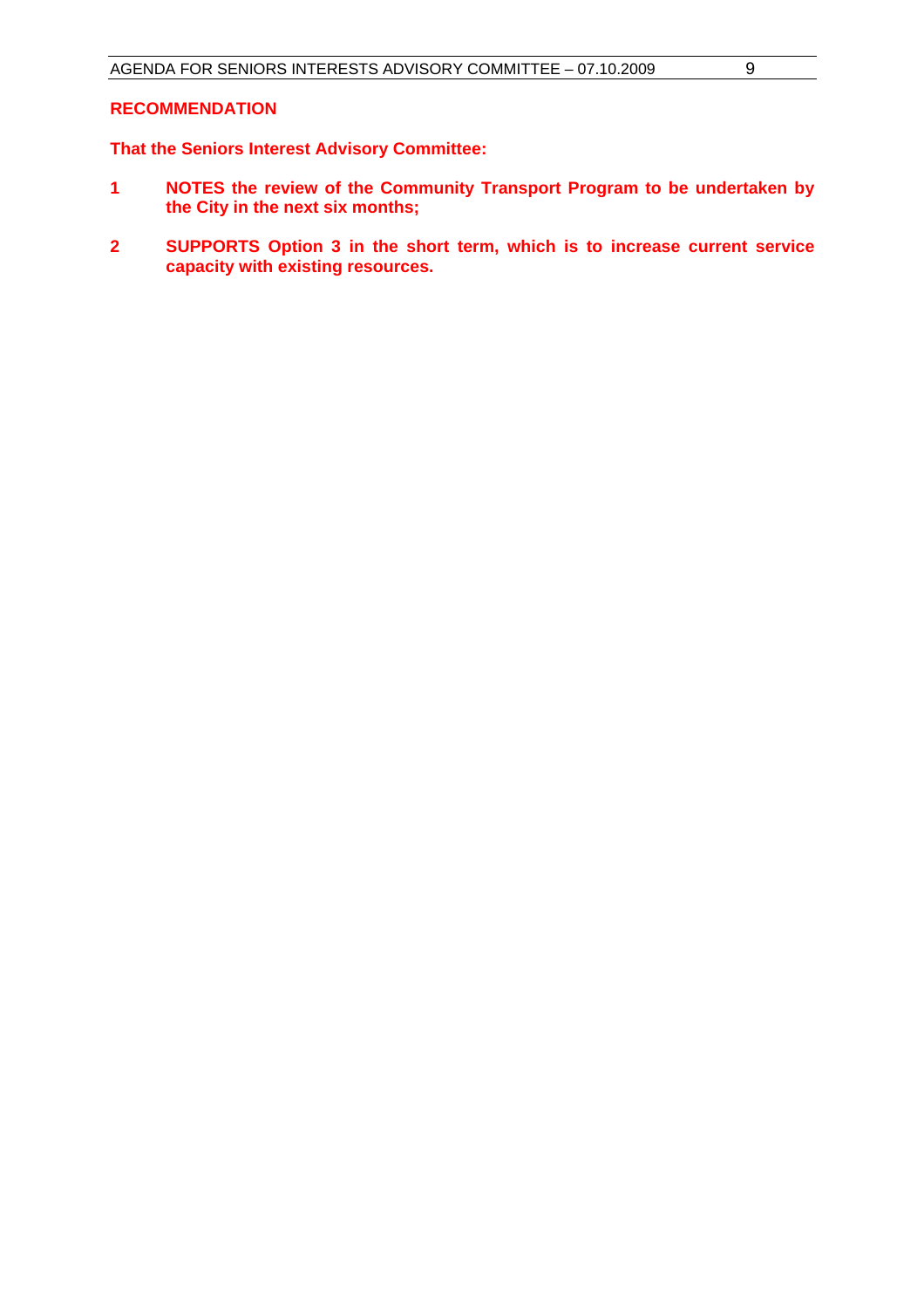**RECOMMENDATION**

**That the Seniors Interest Advisory Committee:**

1. **NOTES the review of the Community Transport Program to be undertaken by the City in the next six months;**
2. **SUPPORTS Option 3 in the short term, which is to increase current service capacity with existing resources.**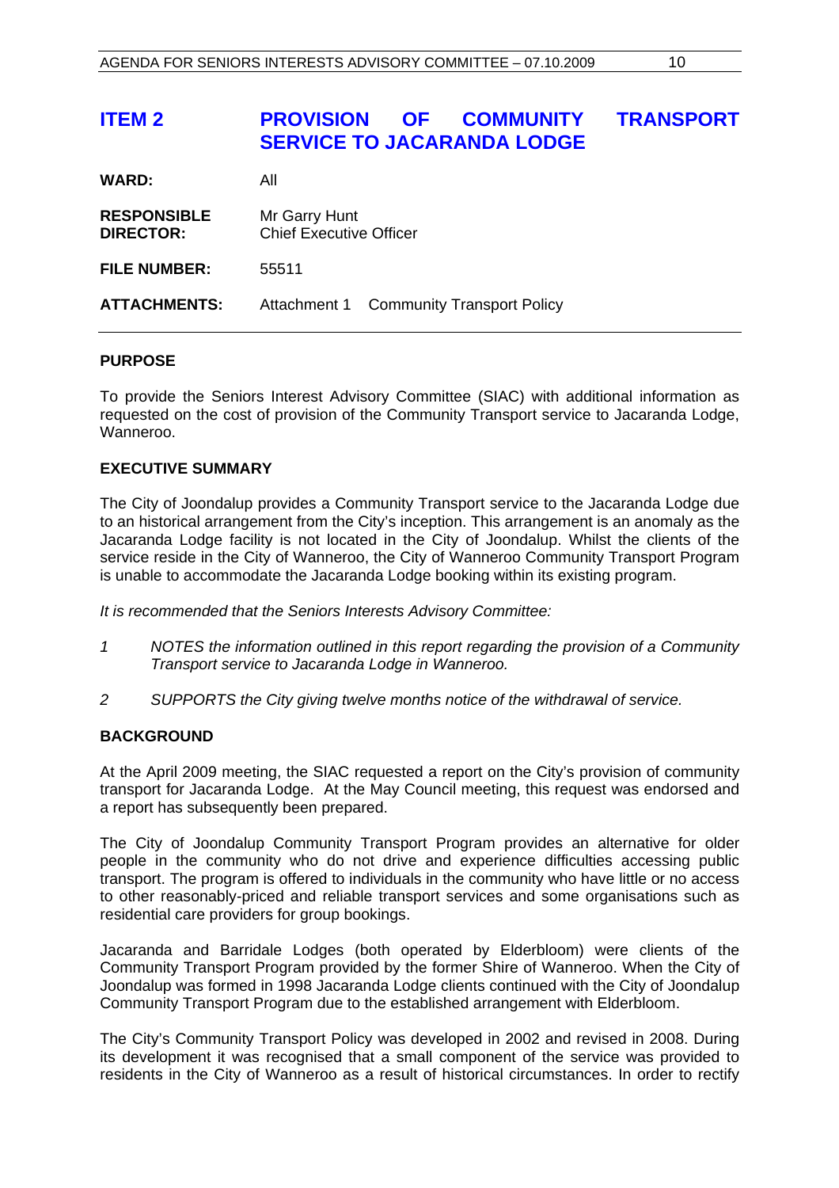## ITEM 2 PROVISION OF COMMUNITY TRANSPORT SERVICE TO JACARANDA LODGE

| | |
|---|---|
| **WARD:** | All |
| **RESPONSIBLE DIRECTOR:** | Mr Garry Hunt<br>Chief Executive Officer |
| **FILE NUMBER:** | 55511 |
| **ATTACHMENTS:** | Attachment 1 Community Transport Policy |

### PURPOSE

To provide the Seniors Interest Advisory Committee (SIAC) with additional information as requested on the cost of provision of the Community Transport service to Jacaranda Lodge, Wanneroo.

### EXECUTIVE SUMMARY

The City of Joondalup provides a Community Transport service to the Jacaranda Lodge due to an historical arrangement from the City's inception. This arrangement is an anomaly as the Jacaranda Lodge facility is not located in the City of Joondalup. Whilst the clients of the service reside in the City of Wanneroo, the City of Wanneroo Community Transport Program is unable to accommodate the Jacaranda Lodge booking within its existing program.

*It is recommended that the Seniors Interests Advisory Committee:*

*1 NOTES the information outlined in this report regarding the provision of a Community Transport service to Jacaranda Lodge in Wanneroo.*

*2 SUPPORTS the City giving twelve months notice of the withdrawal of service.*

### BACKGROUND

At the April 2009 meeting, the SIAC requested a report on the City's provision of community transport for Jacaranda Lodge. At the May Council meeting, this request was endorsed and a report has subsequently been prepared.

The City of Joondalup Community Transport Program provides an alternative for older people in the community who do not drive and experience difficulties accessing public transport. The program is offered to individuals in the community who have little or no access to other reasonably-priced and reliable transport services and some organisations such as residential care providers for group bookings.

Jacaranda and Barridale Lodges (both operated by Elderbloom) were clients of the Community Transport Program provided by the former Shire of Wanneroo. When the City of Joondalup was formed in 1998 Jacaranda Lodge clients continued with the City of Joondalup Community Transport Program due to the established arrangement with Elderbloom.

The City's Community Transport Policy was developed in 2002 and revised in 2008. During its development it was recognised that a small component of the service was provided to residents in the City of Wanneroo as a result of historical circumstances. In order to rectify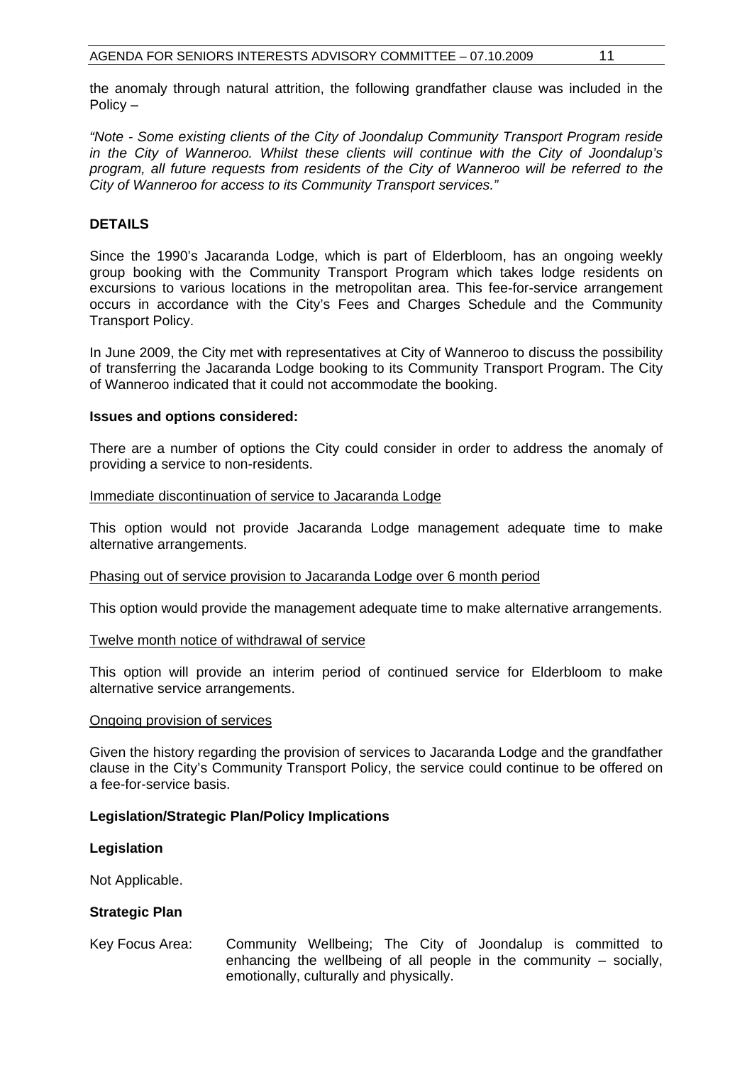the anomaly through natural attrition, the following grandfather clause was included in the Policy –

*"Note - Some existing clients of the City of Joondalup Community Transport Program reside in the City of Wanneroo. Whilst these clients will continue with the City of Joondalup's program, all future requests from residents of the City of Wanneroo will be referred to the City of Wanneroo for access to its Community Transport services."*

## DETAILS

Since the 1990's Jacaranda Lodge, which is part of Elderbloom, has an ongoing weekly group booking with the Community Transport Program which takes lodge residents on excursions to various locations in the metropolitan area. This fee-for-service arrangement occurs in accordance with the City's Fees and Charges Schedule and the Community Transport Policy.

In June 2009, the City met with representatives at City of Wanneroo to discuss the possibility of transferring the Jacaranda Lodge booking to its Community Transport Program. The City of Wanneroo indicated that it could not accommodate the booking.

### Issues and options considered:

There are a number of options the City could consider in order to address the anomaly of providing a service to non-residents.

<u>Immediate discontinuation of service to Jacaranda Lodge</u>

This option would not provide Jacaranda Lodge management adequate time to make alternative arrangements.

<u>Phasing out of service provision to Jacaranda Lodge over 6 month period</u>

This option would provide the management adequate time to make alternative arrangements.

<u>Twelve month notice of withdrawal of service</u>

This option will provide an interim period of continued service for Elderbloom to make alternative service arrangements.

<u>Ongoing provision of services</u>

Given the history regarding the provision of services to Jacaranda Lodge and the grandfather clause in the City's Community Transport Policy, the service could continue to be offered on a fee-for-service basis.

### Legislation/Strategic Plan/Policy Implications

**Legislation**

Not Applicable.

**Strategic Plan**

Key Focus Area: Community Wellbeing; The City of Joondalup is committed to enhancing the wellbeing of all people in the community – socially, emotionally, culturally and physically.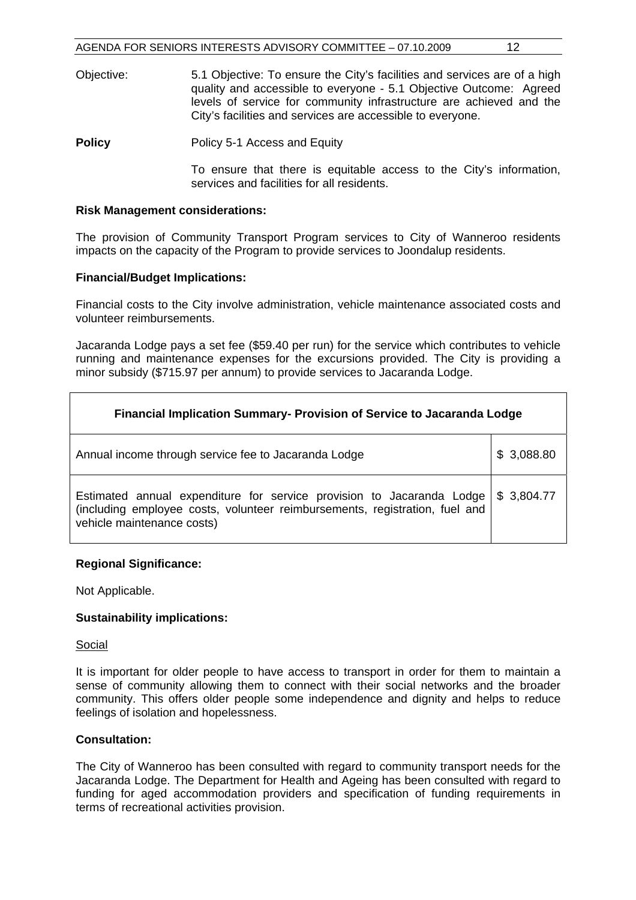Objective: 5.1 Objective: To ensure the City's facilities and services are of a high quality and accessible to everyone - 5.1 Objective Outcome: Agreed levels of service for community infrastructure are achieved and the City's facilities and services are accessible to everyone.

**Policy** Policy 5-1 Access and Equity

To ensure that there is equitable access to the City's information, services and facilities for all residents.

**Risk Management considerations:**

The provision of Community Transport Program services to City of Wanneroo residents impacts on the capacity of the Program to provide services to Joondalup residents.

**Financial/Budget Implications:**

Financial costs to the City involve administration, vehicle maintenance associated costs and volunteer reimbursements.

Jacaranda Lodge pays a set fee ($59.40 per run) for the service which contributes to vehicle running and maintenance expenses for the excursions provided. The City is providing a minor subsidy ($715.97 per annum) to provide services to Jacaranda Lodge.

| **Financial Implication Summary- Provision of Service to Jacaranda Lodge** | |
|---|---|
| Annual income through service fee to Jacaranda Lodge | $ 3,088.80 |
| Estimated annual expenditure for service provision to Jacaranda Lodge (including employee costs, volunteer reimbursements, registration, fuel and vehicle maintenance costs) | $ 3,804.77 |

**Regional Significance:**

Not Applicable.

**Sustainability implications:**

Social

It is important for older people to have access to transport in order for them to maintain a sense of community allowing them to connect with their social networks and the broader community. This offers older people some independence and dignity and helps to reduce feelings of isolation and hopelessness.

**Consultation:**

The City of Wanneroo has been consulted with regard to community transport needs for the Jacaranda Lodge. The Department for Health and Ageing has been consulted with regard to funding for aged accommodation providers and specification of funding requirements in terms of recreational activities provision.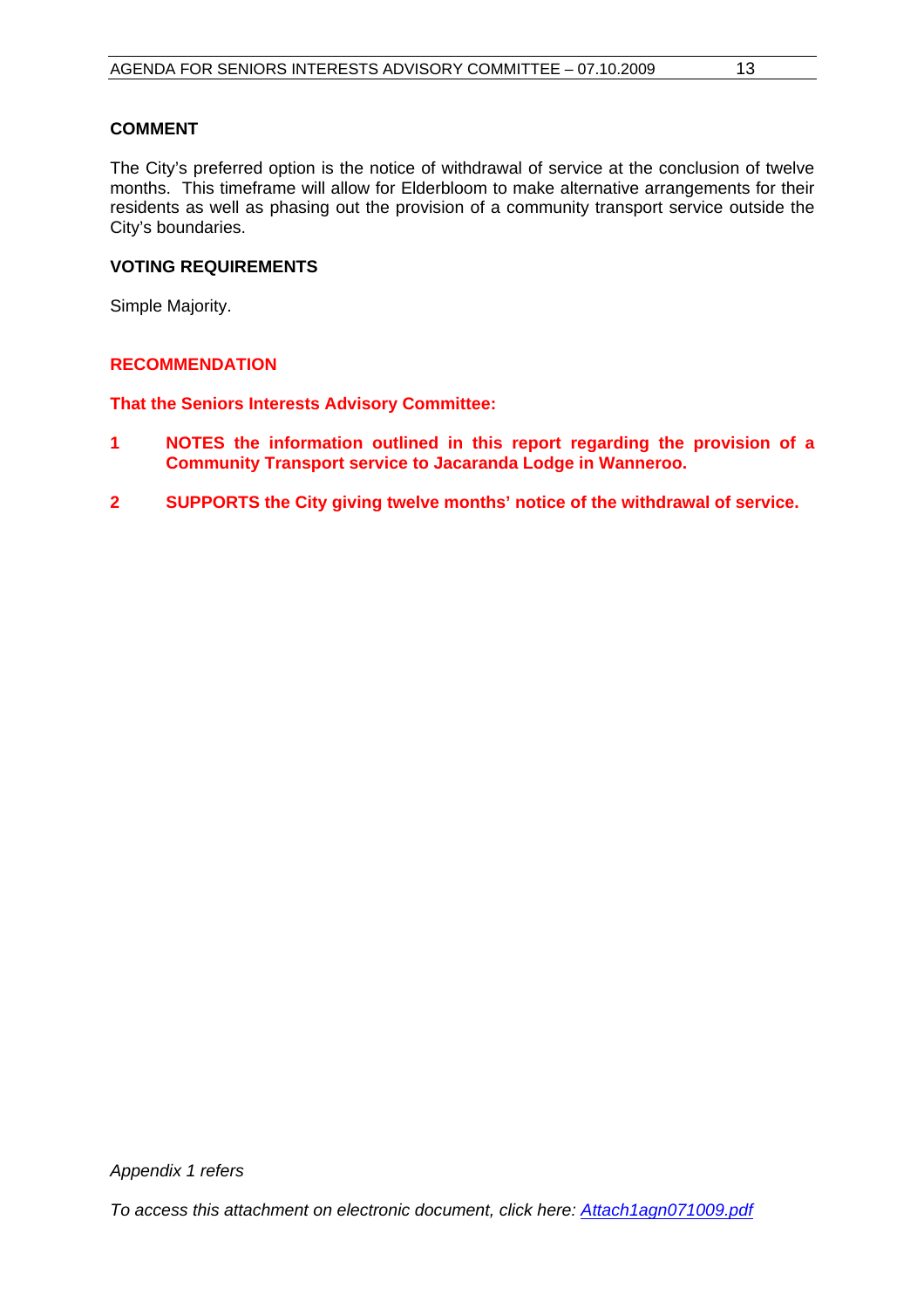### COMMENT

The City's preferred option is the notice of withdrawal of service at the conclusion of twelve months. This timeframe will allow for Elderbloom to make alternative arrangements for their residents as well as phasing out the provision of a community transport service outside the City's boundaries.

### VOTING REQUIREMENTS

Simple Majority.

### RECOMMENDATION

**That the Seniors Interests Advisory Committee:**

**1 NOTES the information outlined in this report regarding the provision of a Community Transport service to Jacaranda Lodge in Wanneroo.**

**2 SUPPORTS the City giving twelve months' notice of the withdrawal of service.**

*Appendix 1 refers*

*To access this attachment on electronic document, click here: Attach1agn071009.pdf*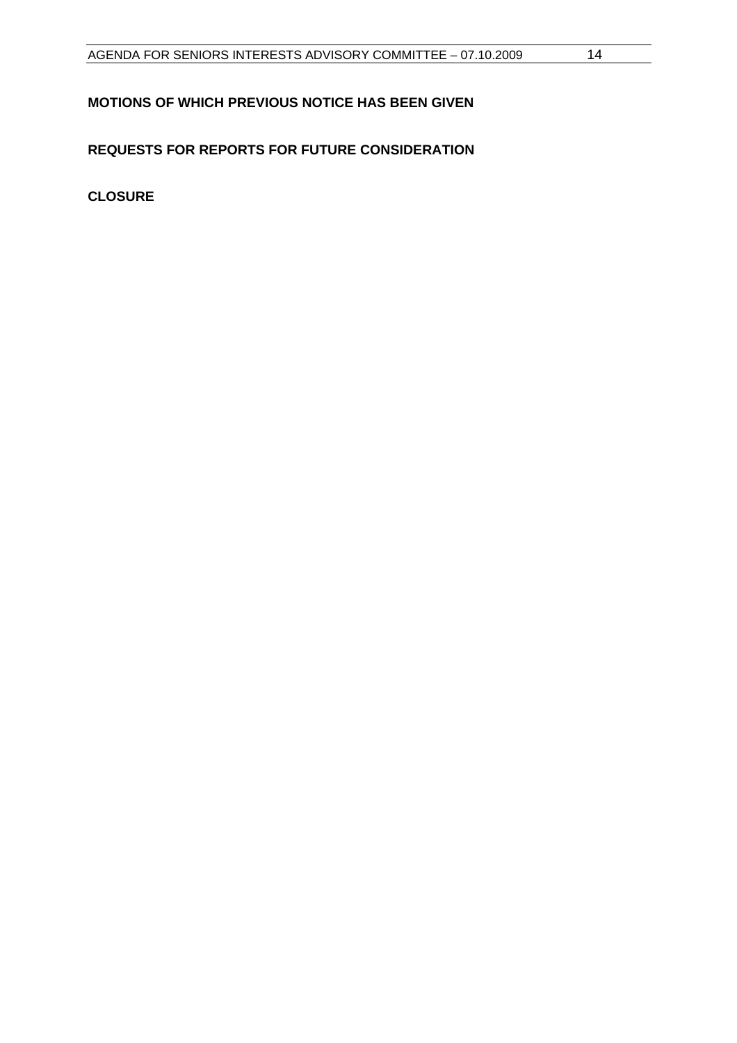**MOTIONS OF WHICH PREVIOUS NOTICE HAS BEEN GIVEN**

**REQUESTS FOR REPORTS FOR FUTURE CONSIDERATION**

**CLOSURE**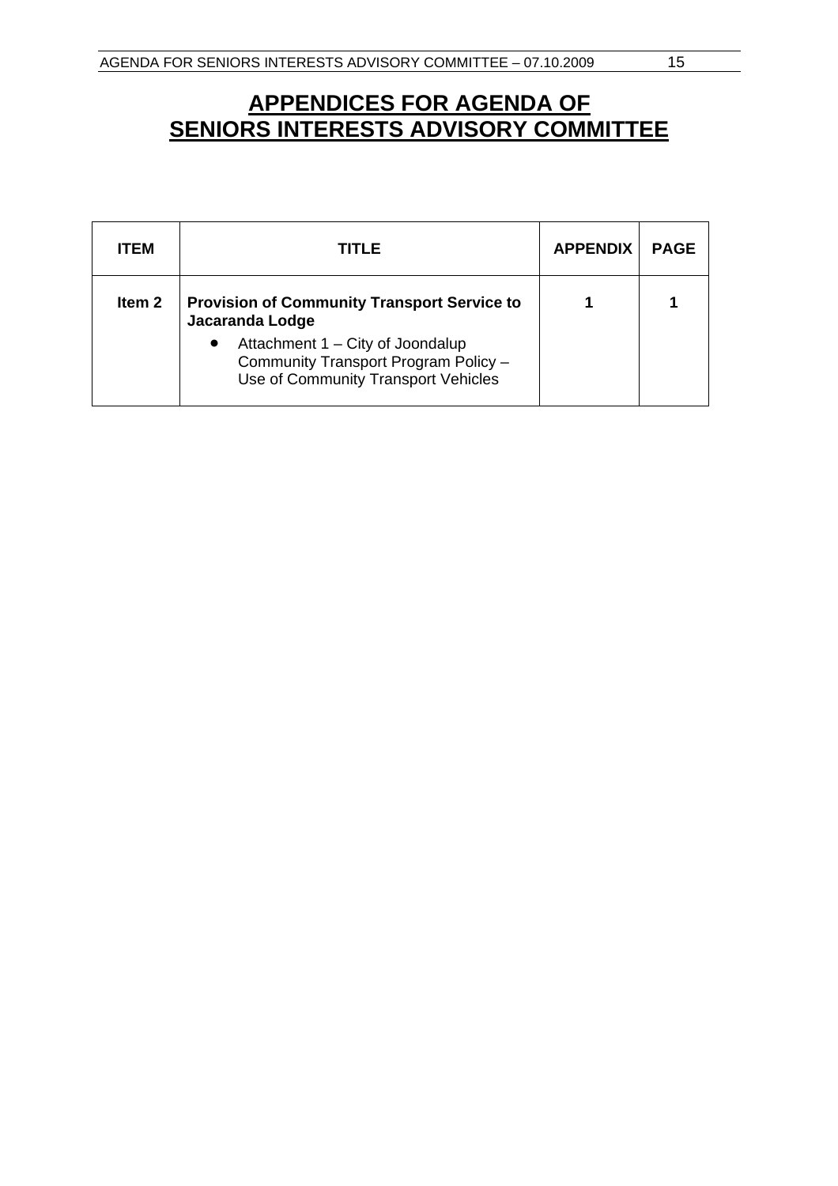# APPENDICES FOR AGENDA OF SENIORS INTERESTS ADVISORY COMMITTEE

| ITEM | TITLE | APPENDIX | PAGE |
|---|---|---|---|
| **Item 2** | **Provision of Community Transport Service to Jacaranda Lodge**<br>• Attachment 1 – City of Joondalup Community Transport Program Policy – Use of Community Transport Vehicles | **1** | **1** |